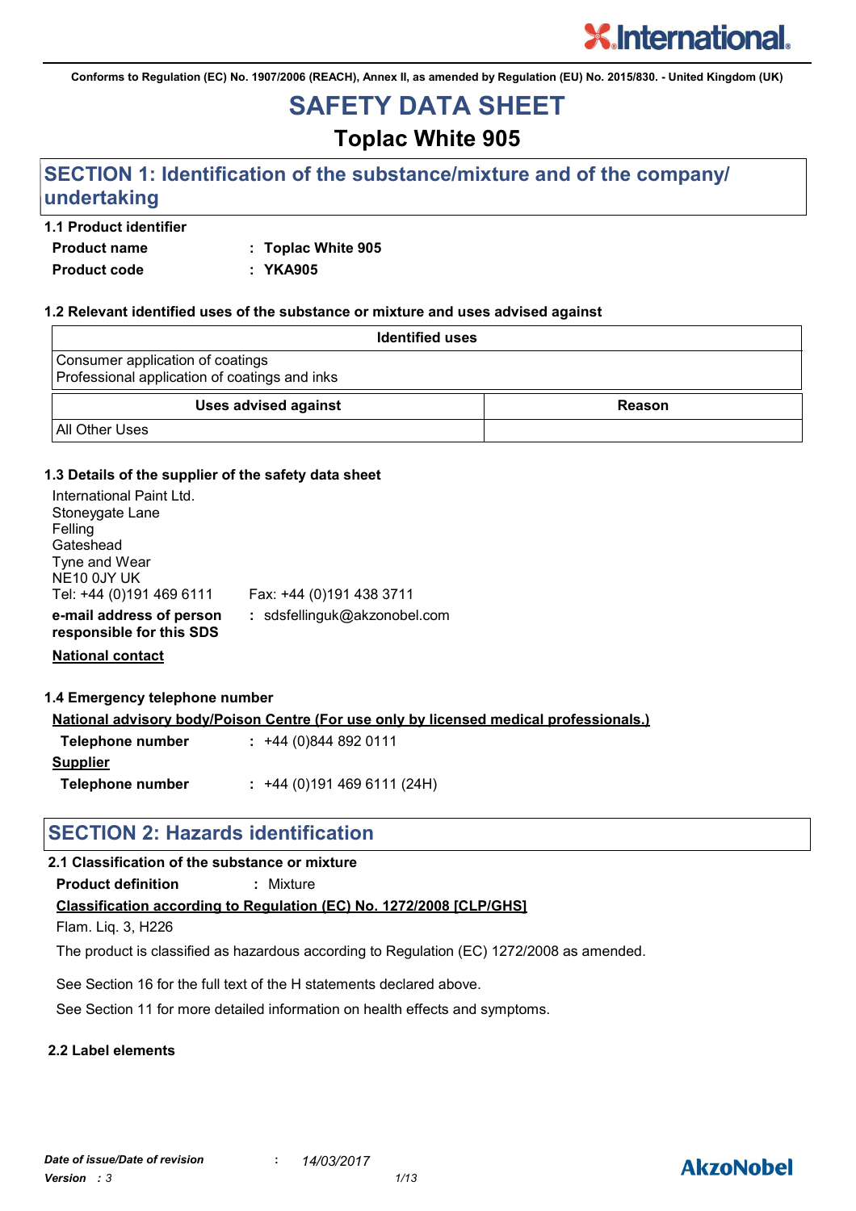Conforms to Regulation (EC) No. 1907/2006 (REACH), Annex II, as amended by Regulation (EU) No. 2015/830. - United Kingdom (UK)

# SAFETY DATA SHEET

## Toplac White 905

## SECTION 1: Identification of the substance/mixture and of the company/ undertaking

### 1.1 Product identifier

**Product name** : **Toplac White 905**

**Product code** : **YKA905**

### 1.2 Relevant identified uses of the substance or mixture and uses advised against

| Identified uses |
| --- |
| Consumer application of coatings<br>Professional application of coatings and inks |

| Uses advised against | Reason |
| --- | --- |
| All Other Uses | |

### 1.3 Details of the supplier of the safety data sheet

International Paint Ltd.
Stoneygate Lane
Felling
Gateshead
Tyne and Wear
NE10 0JY UK
Tel: +44 (0)191 469 6111 Fax: +44 (0)191 438 3711

**e-mail address of person responsible for this SDS** : sdsfellinguk@akzonobel.com

**National contact**

### 1.4 Emergency telephone number

**National advisory body/Poison Centre (For use only by licensed medical professionals.)**

**Telephone number** : +44 (0)844 892 0111

**Supplier**

**Telephone number** : +44 (0)191 469 6111 (24H)

## SECTION 2: Hazards identification

### 2.1 Classification of the substance or mixture

**Product definition** : Mixture

**Classification according to Regulation (EC) No. 1272/2008 [CLP/GHS]**

Flam. Liq. 3, H226

The product is classified as hazardous according to Regulation (EC) 1272/2008 as amended.

See Section 16 for the full text of the H statements declared above.

See Section 11 for more detailed information on health effects and symptoms.

### 2.2 Label elements

*Date of issue/Date of revision* : *14/03/2017*

*Version : 3*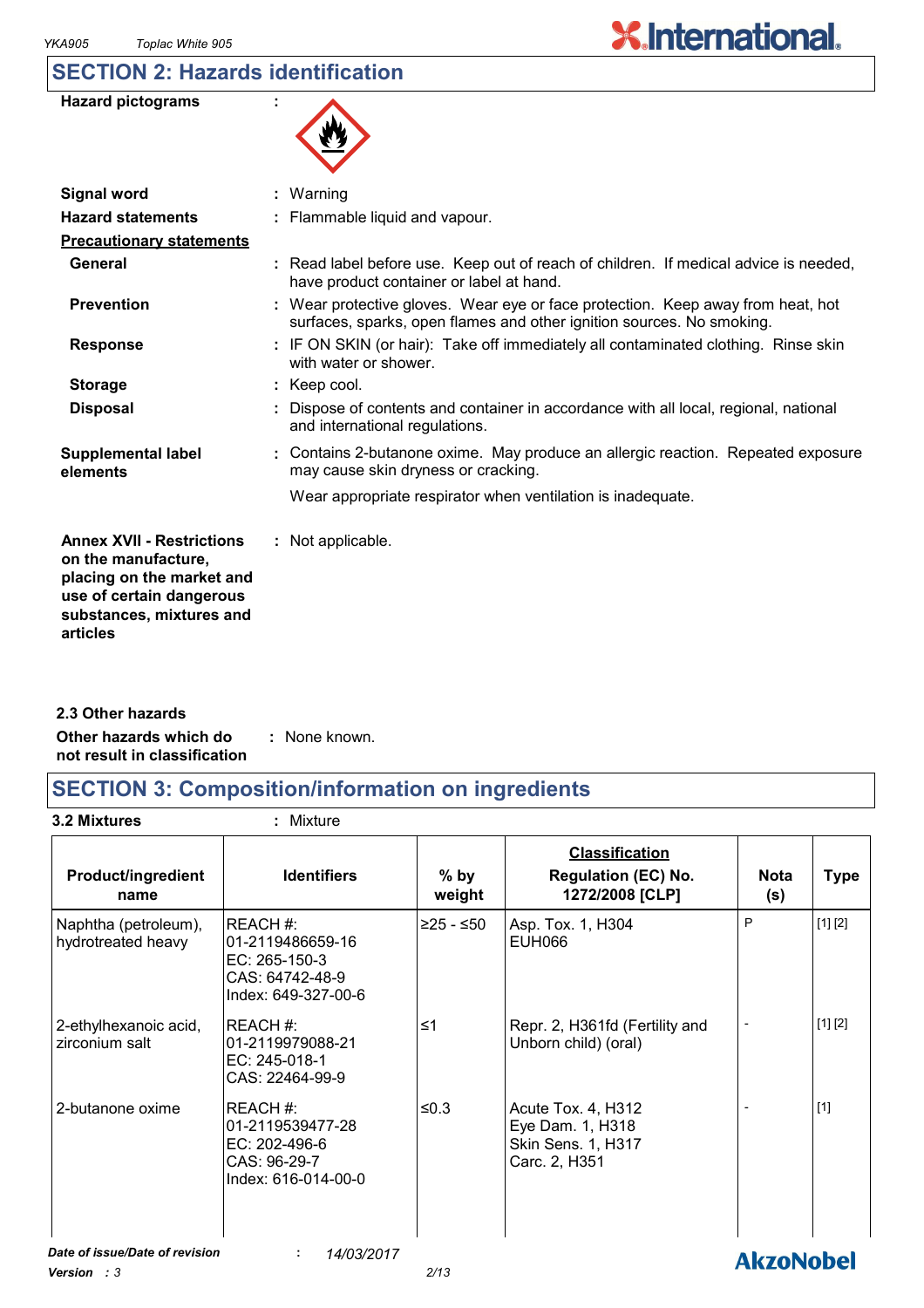## SECTION 2: Hazards identification

**Hazard pictograms** :

**Signal word** : Warning

**Hazard statements** : Flammable liquid and vapour.

**Precautionary statements**

**General** : Read label before use. Keep out of reach of children. If medical advice is needed, have product container or label at hand.

**Prevention** : Wear protective gloves. Wear eye or face protection. Keep away from heat, hot surfaces, sparks, open flames and other ignition sources. No smoking.

**Response** : IF ON SKIN (or hair): Take off immediately all contaminated clothing. Rinse skin with water or shower.

**Storage** : Keep cool.

**Disposal** : Dispose of contents and container in accordance with all local, regional, national and international regulations.

**Supplemental label elements** : Contains 2-butanone oxime. May produce an allergic reaction. Repeated exposure may cause skin dryness or cracking.

Wear appropriate respirator when ventilation is inadequate.

**Annex XVII - Restrictions on the manufacture, placing on the market and use of certain dangerous substances, mixtures and articles** : Not applicable.

### 2.3 Other hazards

**Other hazards which do not result in classification** : None known.

## SECTION 3: Composition/information on ingredients

**3.2 Mixtures** : Mixture

| Product/ingredient name | Identifiers | % by weight | Classification Regulation (EC) No. 1272/2008 [CLP] | Nota (s) | Type |
|---|---|---|---|---|---|
| Naphtha (petroleum), hydrotreated heavy | REACH #: 01-2119486659-16<br>EC: 265-150-3<br>CAS: 64742-48-9<br>Index: 649-327-00-6 | ≥25 - ≤50 | Asp. Tox. 1, H304<br>EUH066 | P | [1] [2] |
| 2-ethylhexanoic acid, zirconium salt | REACH #: 01-2119979088-21<br>EC: 245-018-1<br>CAS: 22464-99-9 | ≤1 | Repr. 2, H361fd (Fertility and Unborn child) (oral) | - | [1] [2] |
| 2-butanone oxime | REACH #: 01-2119539477-28<br>EC: 202-496-6<br>CAS: 96-29-7<br>Index: 616-014-00-0 | ≤0.3 | Acute Tox. 4, H312<br>Eye Dam. 1, H318<br>Skin Sens. 1, H317<br>Carc. 2, H351 | - | [1] |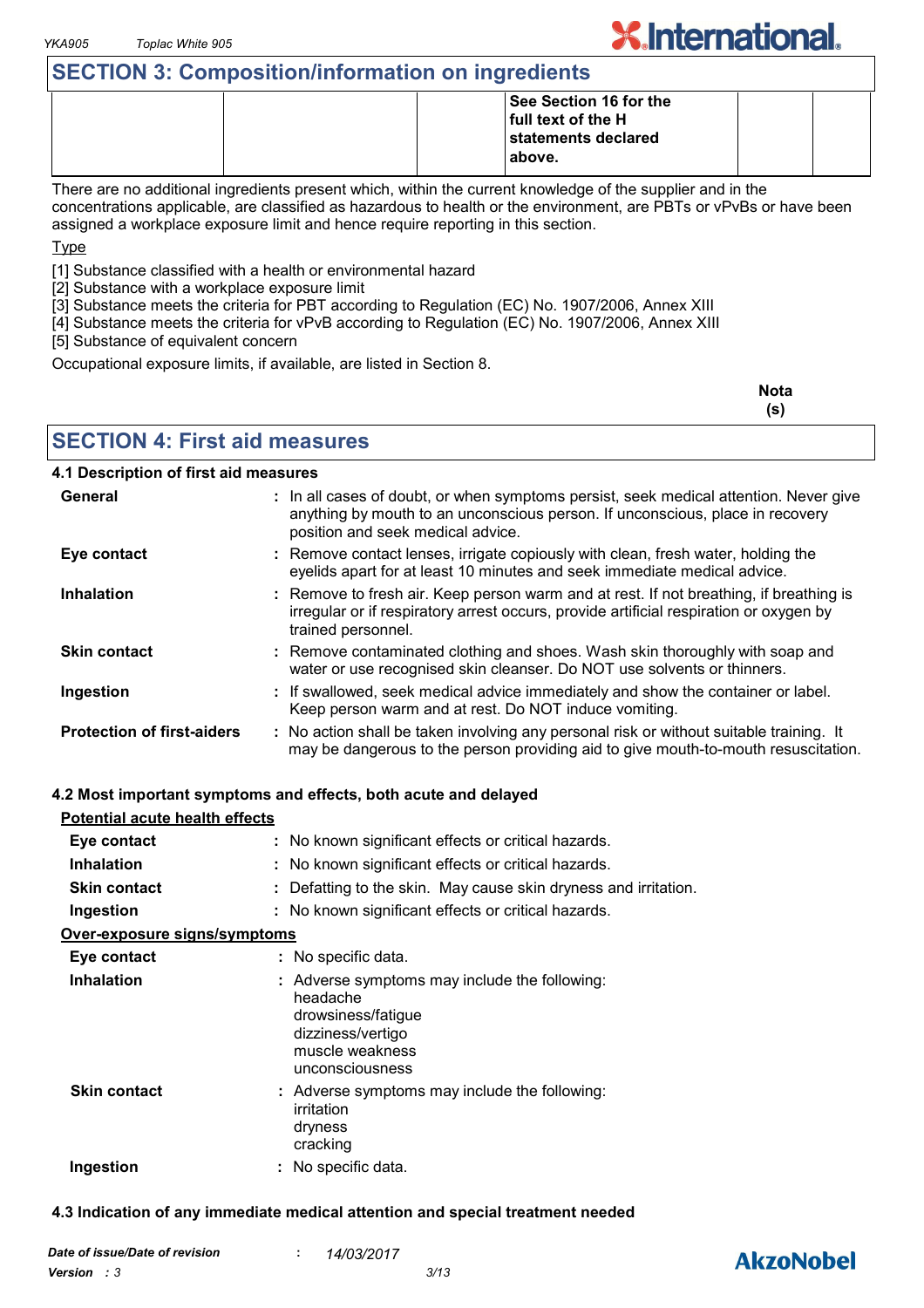## SECTION 3: Composition/information on ingredients

| | | | | | |
|---|---|---|---|---|---|
| | | | **See Section 16 for the full text of the H statements declared above.** | | |

There are no additional ingredients present which, within the current knowledge of the supplier and in the concentrations applicable, are classified as hazardous to health or the environment, are PBTs or vPvBs or have been assigned a workplace exposure limit and hence require reporting in this section.

Type

[1] Substance classified with a health or environmental hazard
[2] Substance with a workplace exposure limit
[3] Substance meets the criteria for PBT according to Regulation (EC) No. 1907/2006, Annex XIII
[4] Substance meets the criteria for vPvB according to Regulation (EC) No. 1907/2006, Annex XIII
[5] Substance of equivalent concern

Occupational exposure limits, if available, are listed in Section 8.

**Nota (s)**

## SECTION 4: First aid measures

### 4.1 Description of first aid measures

**General** : In all cases of doubt, or when symptoms persist, seek medical attention. Never give anything by mouth to an unconscious person. If unconscious, place in recovery position and seek medical advice.

**Eye contact** : Remove contact lenses, irrigate copiously with clean, fresh water, holding the eyelids apart for at least 10 minutes and seek immediate medical advice.

**Inhalation** : Remove to fresh air. Keep person warm and at rest. If not breathing, if breathing is irregular or if respiratory arrest occurs, provide artificial respiration or oxygen by trained personnel.

**Skin contact** : Remove contaminated clothing and shoes. Wash skin thoroughly with soap and water or use recognised skin cleanser. Do NOT use solvents or thinners.

**Ingestion** : If swallowed, seek medical advice immediately and show the container or label. Keep person warm and at rest. Do NOT induce vomiting.

**Protection of first-aiders** : No action shall be taken involving any personal risk or without suitable training. It may be dangerous to the person providing aid to give mouth-to-mouth resuscitation.

### 4.2 Most important symptoms and effects, both acute and delayed

**Potential acute health effects**

**Eye contact** : No known significant effects or critical hazards.

**Inhalation** : No known significant effects or critical hazards.

**Skin contact** : Defatting to the skin. May cause skin dryness and irritation.

**Ingestion** : No known significant effects or critical hazards.

**Over-exposure signs/symptoms**

**Eye contact** : No specific data.

**Inhalation** : Adverse symptoms may include the following:
headache
drowsiness/fatigue
dizziness/vertigo
muscle weakness
unconsciousness

**Skin contact** : Adverse symptoms may include the following:
irritation
dryness
cracking

**Ingestion** : No specific data.

### 4.3 Indication of any immediate medical attention and special treatment needed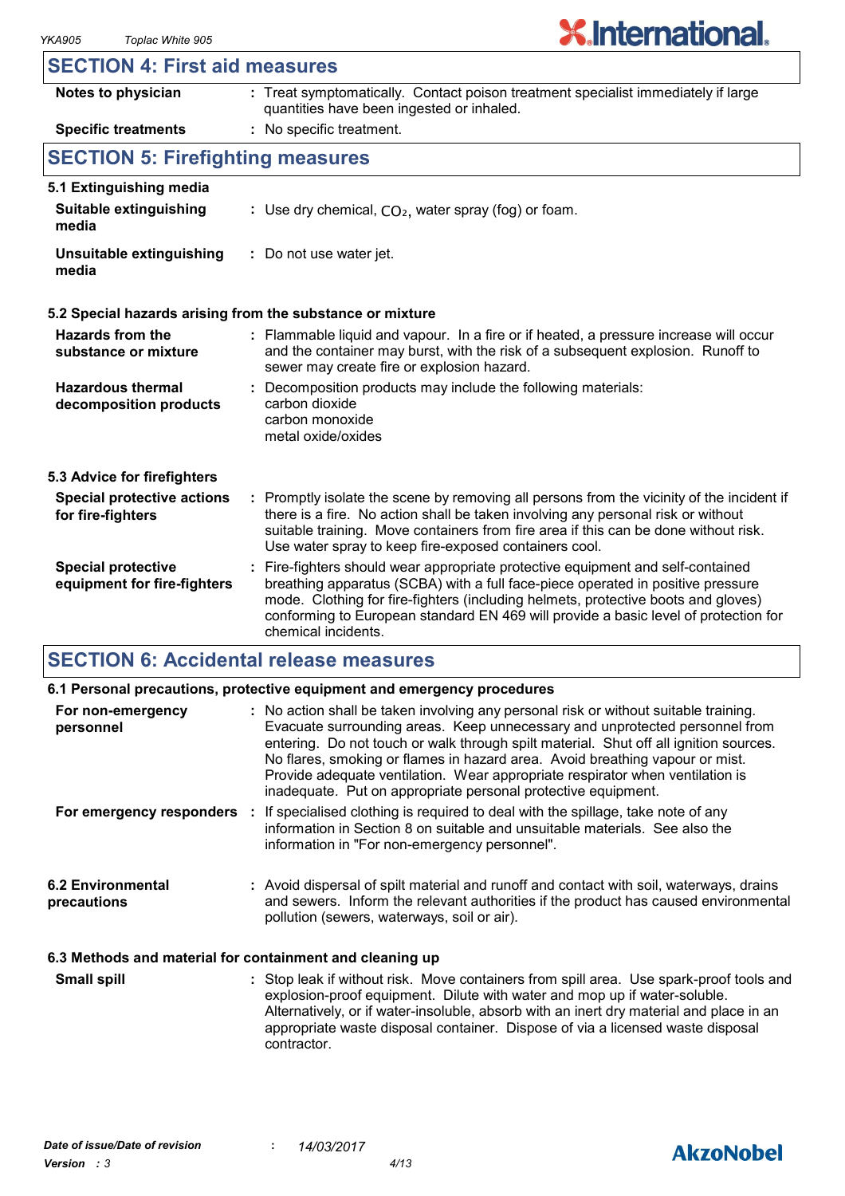## SECTION 4: First aid measures

**Notes to physician** : Treat symptomatically. Contact poison treatment specialist immediately if large quantities have been ingested or inhaled.

**Specific treatments** : No specific treatment.

## SECTION 5: Firefighting measures

### 5.1 Extinguishing media

**Suitable extinguishing media** : Use dry chemical, $CO_2$, water spray (fog) or foam.

**Unsuitable extinguishing media** : Do not use water jet.

### 5.2 Special hazards arising from the substance or mixture

**Hazards from the substance or mixture** : Flammable liquid and vapour. In a fire or if heated, a pressure increase will occur and the container may burst, with the risk of a subsequent explosion. Runoff to sewer may create fire or explosion hazard.

**Hazardous thermal decomposition products** : Decomposition products may include the following materials:
carbon dioxide
carbon monoxide
metal oxide/oxides

### 5.3 Advice for firefighters

**Special protective actions for fire-fighters** : Promptly isolate the scene by removing all persons from the vicinity of the incident if there is a fire. No action shall be taken involving any personal risk or without suitable training. Move containers from fire area if this can be done without risk. Use water spray to keep fire-exposed containers cool.

**Special protective equipment for fire-fighters** : Fire-fighters should wear appropriate protective equipment and self-contained breathing apparatus (SCBA) with a full face-piece operated in positive pressure mode. Clothing for fire-fighters (including helmets, protective boots and gloves) conforming to European standard EN 469 will provide a basic level of protection for chemical incidents.

## SECTION 6: Accidental release measures

### 6.1 Personal precautions, protective equipment and emergency procedures

**For non-emergency personnel** : No action shall be taken involving any personal risk or without suitable training. Evacuate surrounding areas. Keep unnecessary and unprotected personnel from entering. Do not touch or walk through spilt material. Shut off all ignition sources. No flares, smoking or flames in hazard area. Avoid breathing vapour or mist. Provide adequate ventilation. Wear appropriate respirator when ventilation is inadequate. Put on appropriate personal protective equipment.

**For emergency responders** : If specialised clothing is required to deal with the spillage, take note of any information in Section 8 on suitable and unsuitable materials. See also the information in "For non-emergency personnel".

**6.2 Environmental precautions** : Avoid dispersal of spilt material and runoff and contact with soil, waterways, drains and sewers. Inform the relevant authorities if the product has caused environmental pollution (sewers, waterways, soil or air).

### 6.3 Methods and material for containment and cleaning up

**Small spill** : Stop leak if without risk. Move containers from spill area. Use spark-proof tools and explosion-proof equipment. Dilute with water and mop up if water-soluble. Alternatively, or if water-insoluble, absorb with an inert dry material and place in an appropriate waste disposal container. Dispose of via a licensed waste disposal contractor.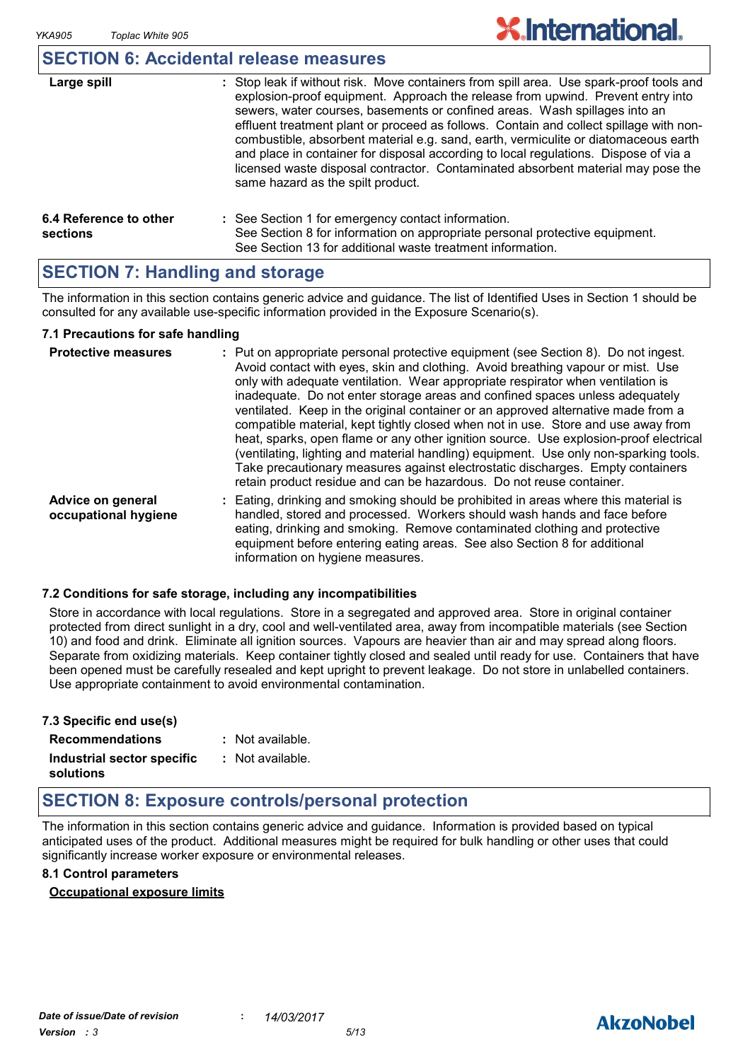## SECTION 6: Accidental release measures

| | |
|---|---|
| **Large spill** | : Stop leak if without risk. Move containers from spill area. Use spark-proof tools and explosion-proof equipment. Approach the release from upwind. Prevent entry into sewers, water courses, basements or confined areas. Wash spillages into an effluent treatment plant or proceed as follows. Contain and collect spillage with non-combustible, absorbent material e.g. sand, earth, vermiculite or diatomaceous earth and place in container for disposal according to local regulations. Dispose of via a licensed waste disposal contractor. Contaminated absorbent material may pose the same hazard as the spilt product. |

| | |
|---|---|
| **6.4 Reference to other sections** | : See Section 1 for emergency contact information. See Section 8 for information on appropriate personal protective equipment. See Section 13 for additional waste treatment information. |

## SECTION 7: Handling and storage

The information in this section contains generic advice and guidance. The list of Identified Uses in Section 1 should be consulted for any available use-specific information provided in the Exposure Scenario(s).

### 7.1 Precautions for safe handling

| | |
|---|---|
| **Protective measures** | : Put on appropriate personal protective equipment (see Section 8). Do not ingest. Avoid contact with eyes, skin and clothing. Avoid breathing vapour or mist. Use only with adequate ventilation. Wear appropriate respirator when ventilation is inadequate. Do not enter storage areas and confined spaces unless adequately ventilated. Keep in the original container or an approved alternative made from a compatible material, kept tightly closed when not in use. Store and use away from heat, sparks, open flame or any other ignition source. Use explosion-proof electrical (ventilating, lighting and material handling) equipment. Use only non-sparking tools. Take precautionary measures against electrostatic discharges. Empty containers retain product residue and can be hazardous. Do not reuse container. |
| **Advice on general occupational hygiene** | : Eating, drinking and smoking should be prohibited in areas where this material is handled, stored and processed. Workers should wash hands and face before eating, drinking and smoking. Remove contaminated clothing and protective equipment before entering eating areas. See also Section 8 for additional information on hygiene measures. |

### 7.2 Conditions for safe storage, including any incompatibilities

Store in accordance with local regulations. Store in a segregated and approved area. Store in original container protected from direct sunlight in a dry, cool and well-ventilated area, away from incompatible materials (see Section 10) and food and drink. Eliminate all ignition sources. Vapours are heavier than air and may spread along floors. Separate from oxidizing materials. Keep container tightly closed and sealed until ready for use. Containers that have been opened must be carefully resealed and kept upright to prevent leakage. Do not store in unlabelled containers. Use appropriate containment to avoid environmental contamination.

### 7.3 Specific end use(s)

| | |
|---|---|
| **Recommendations** | : Not available. |
| **Industrial sector specific solutions** | : Not available. |

## SECTION 8: Exposure controls/personal protection

The information in this section contains generic advice and guidance. Information is provided based on typical anticipated uses of the product. Additional measures might be required for bulk handling or other uses that could significantly increase worker exposure or environmental releases.

### 8.1 Control parameters

**Occupational exposure limits**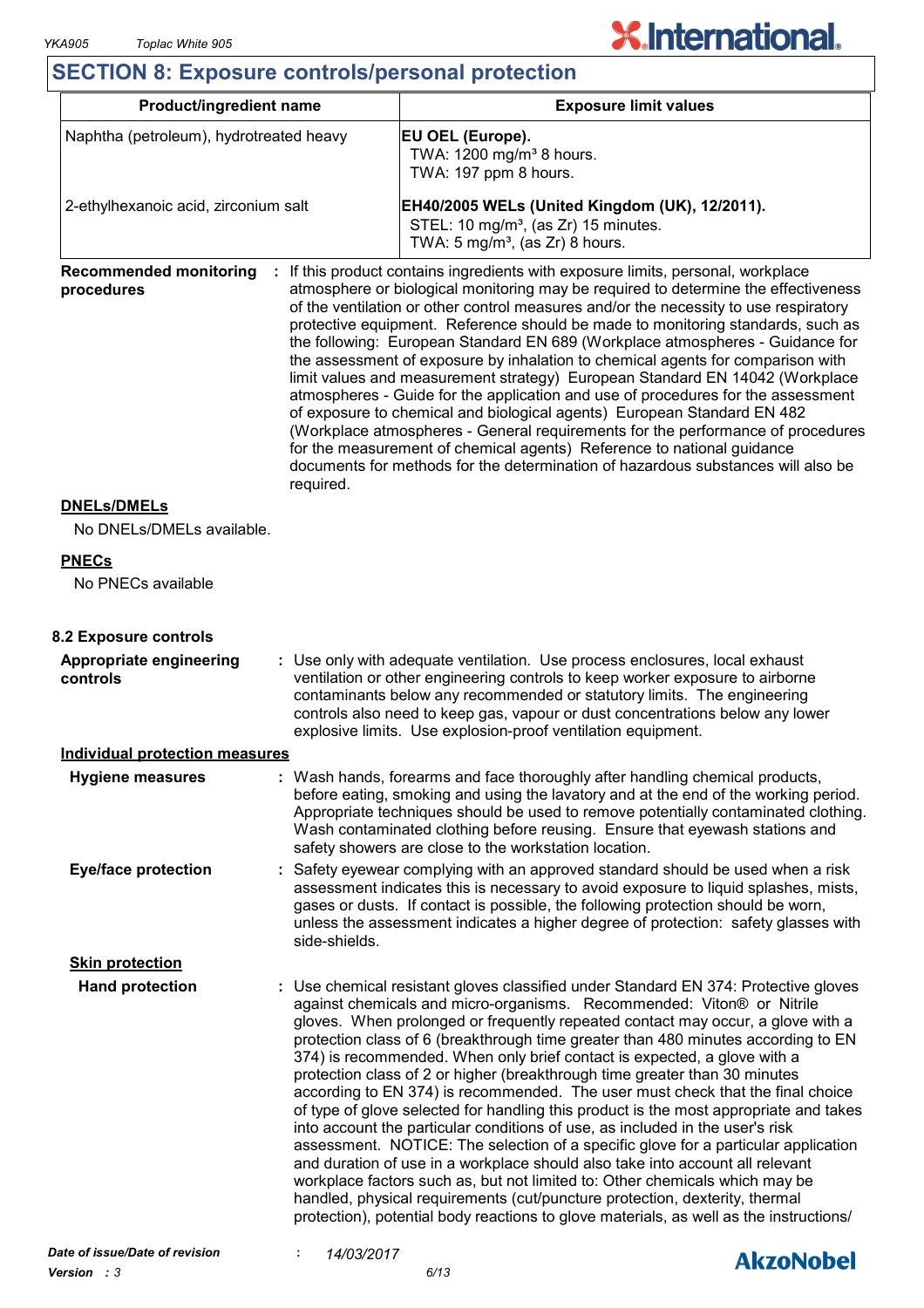## SECTION 8: Exposure controls/personal protection

| Product/ingredient name | Exposure limit values |
|---|---|
| Naphtha (petroleum), hydrotreated heavy | **EU OEL (Europe).**<br>TWA: 1200 mg/m³ 8 hours.<br>TWA: 197 ppm 8 hours. |
| 2-ethylhexanoic acid, zirconium salt | **EH40/2005 WELs (United Kingdom (UK), 12/2011).**<br>STEL: 10 mg/m³, (as Zr) 15 minutes.<br>TWA: 5 mg/m³, (as Zr) 8 hours. |

**Recommended monitoring procedures** : If this product contains ingredients with exposure limits, personal, workplace atmosphere or biological monitoring may be required to determine the effectiveness of the ventilation or other control measures and/or the necessity to use respiratory protective equipment. Reference should be made to monitoring standards, such as the following: European Standard EN 689 (Workplace atmospheres - Guidance for the assessment of exposure by inhalation to chemical agents for comparison with limit values and measurement strategy) European Standard EN 14042 (Workplace atmospheres - Guide for the application and use of procedures for the assessment of exposure to chemical and biological agents) European Standard EN 482 (Workplace atmospheres - General requirements for the performance of procedures for the measurement of chemical agents) Reference to national guidance documents for methods for the determination of hazardous substances will also be required.

**DNELs/DMELs**

No DNELs/DMELs available.

**PNECs**

No PNECs available

### 8.2 Exposure controls

**Appropriate engineering controls** : Use only with adequate ventilation. Use process enclosures, local exhaust ventilation or other engineering controls to keep worker exposure to airborne contaminants below any recommended or statutory limits. The engineering controls also need to keep gas, vapour or dust concentrations below any lower explosive limits. Use explosion-proof ventilation equipment.

**Individual protection measures**

**Hygiene measures** : Wash hands, forearms and face thoroughly after handling chemical products, before eating, smoking and using the lavatory and at the end of the working period. Appropriate techniques should be used to remove potentially contaminated clothing. Wash contaminated clothing before reusing. Ensure that eyewash stations and safety showers are close to the workstation location.

**Eye/face protection** : Safety eyewear complying with an approved standard should be used when a risk assessment indicates this is necessary to avoid exposure to liquid splashes, mists, gases or dusts. If contact is possible, the following protection should be worn, unless the assessment indicates a higher degree of protection: safety glasses with side-shields.

**Skin protection**

**Hand protection** : Use chemical resistant gloves classified under Standard EN 374: Protective gloves against chemicals and micro-organisms. Recommended: Viton® or Nitrile gloves. When prolonged or frequently repeated contact may occur, a glove with a protection class of 6 (breakthrough time greater than 480 minutes according to EN 374) is recommended. When only brief contact is expected, a glove with a protection class of 2 or higher (breakthrough time greater than 30 minutes according to EN 374) is recommended. The user must check that the final choice of type of glove selected for handling this product is the most appropriate and takes into account the particular conditions of use, as included in the user's risk assessment. NOTICE: The selection of a specific glove for a particular application and duration of use in a workplace should also take into account all relevant workplace factors such as, but not limited to: Other chemicals which may be handled, physical requirements (cut/puncture protection, dexterity, thermal protection), potential body reactions to glove materials, as well as the instructions/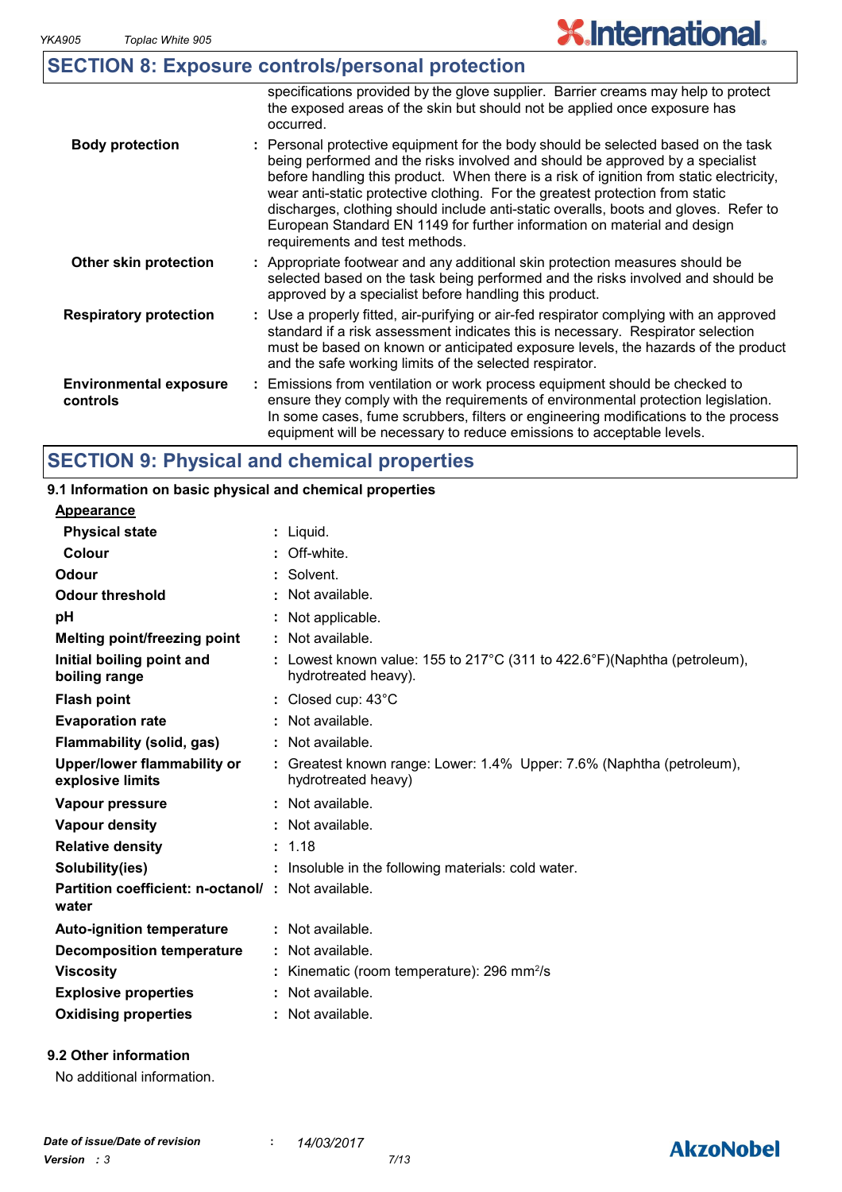## SECTION 8: Exposure controls/personal protection

specifications provided by the glove supplier. Barrier creams may help to protect the exposed areas of the skin but should not be applied once exposure has occurred.

| | |
|---|---|
| **Body protection** | : Personal protective equipment for the body should be selected based on the task being performed and the risks involved and should be approved by a specialist before handling this product. When there is a risk of ignition from static electricity, wear anti-static protective clothing. For the greatest protection from static discharges, clothing should include anti-static overalls, boots and gloves. Refer to European Standard EN 1149 for further information on material and design requirements and test methods. |
| **Other skin protection** | : Appropriate footwear and any additional skin protection measures should be selected based on the task being performed and the risks involved and should be approved by a specialist before handling this product. |
| **Respiratory protection** | : Use a properly fitted, air-purifying or air-fed respirator complying with an approved standard if a risk assessment indicates this is necessary. Respirator selection must be based on known or anticipated exposure levels, the hazards of the product and the safe working limits of the selected respirator. |
| **Environmental exposure controls** | : Emissions from ventilation or work process equipment should be checked to ensure they comply with the requirements of environmental protection legislation. In some cases, fume scrubbers, filters or engineering modifications to the process equipment will be necessary to reduce emissions to acceptable levels. |

## SECTION 9: Physical and chemical properties

### 9.1 Information on basic physical and chemical properties

<u>Appearance</u>

| | |
|---|---|
| **Physical state** | : Liquid. |
| **Colour** | : Off-white. |
| **Odour** | : Solvent. |
| **Odour threshold** | : Not available. |
| **pH** | : Not applicable. |
| **Melting point/freezing point** | : Not available. |
| **Initial boiling point and boiling range** | : Lowest known value: 155 to 217°C (311 to 422.6°F)(Naphtha (petroleum), hydrotreated heavy). |
| **Flash point** | : Closed cup: 43°C |
| **Evaporation rate** | : Not available. |
| **Flammability (solid, gas)** | : Not available. |
| **Upper/lower flammability or explosive limits** | : Greatest known range: Lower: 1.4% Upper: 7.6% (Naphtha (petroleum), hydrotreated heavy) |
| **Vapour pressure** | : Not available. |
| **Vapour density** | : Not available. |
| **Relative density** | : 1.18 |
| **Solubility(ies)** | : Insoluble in the following materials: cold water. |
| **Partition coefficient: n-octanol/ water** | : Not available. |
| **Auto-ignition temperature** | : Not available. |
| **Decomposition temperature** | : Not available. |
| **Viscosity** | : Kinematic (room temperature): 296 $mm^2/s$ |
| **Explosive properties** | : Not available. |
| **Oxidising properties** | : Not available. |

### 9.2 Other information

No additional information.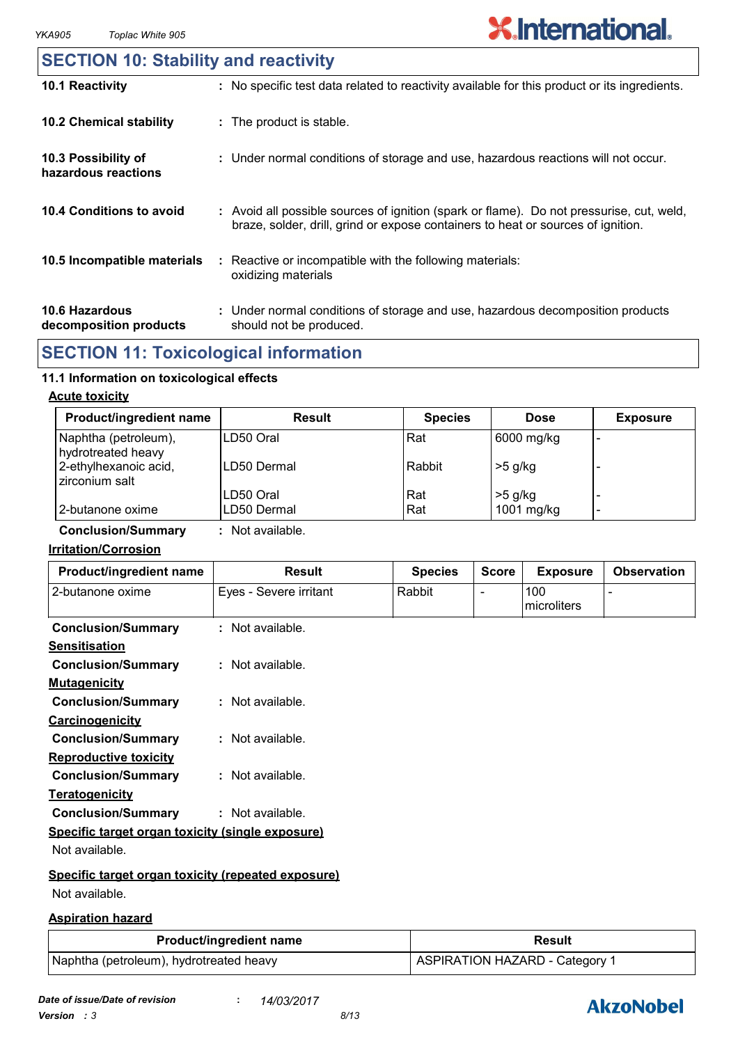## SECTION 10: Stability and reactivity

**10.1 Reactivity** : No specific test data related to reactivity available for this product or its ingredients.

**10.2 Chemical stability** : The product is stable.

**10.3 Possibility of hazardous reactions** : Under normal conditions of storage and use, hazardous reactions will not occur.

**10.4 Conditions to avoid** : Avoid all possible sources of ignition (spark or flame). Do not pressurise, cut, weld, braze, solder, drill, grind or expose containers to heat or sources of ignition.

**10.5 Incompatible materials** : Reactive or incompatible with the following materials: oxidizing materials

**10.6 Hazardous decomposition products** : Under normal conditions of storage and use, hazardous decomposition products should not be produced.

## SECTION 11: Toxicological information

### 11.1 Information on toxicological effects

**Acute toxicity**

| Product/ingredient name | Result | Species | Dose | Exposure |
|---|---|---|---|---|
| Naphtha (petroleum), hydrotreated heavy | LD50 Oral | Rat | 6000 mg/kg | - |
| 2-ethylhexanoic acid, zirconium salt | LD50 Dermal | Rabbit | >5 g/kg | - |
| | LD50 Oral | Rat | >5 g/kg | - |
| 2-butanone oxime | LD50 Dermal | Rat | 1001 mg/kg | - |

**Conclusion/Summary** : Not available.

**Irritation/Corrosion**

| Product/ingredient name | Result | Species | Score | Exposure | Observation |
|---|---|---|---|---|---|
| 2-butanone oxime | Eyes - Severe irritant | Rabbit | - | 100 microliters | - |

**Conclusion/Summary** : Not available.

**Sensitisation**

**Conclusion/Summary** : Not available.

**Mutagenicity**

**Conclusion/Summary** : Not available.

**Carcinogenicity**

**Conclusion/Summary** : Not available.

**Reproductive toxicity**

**Conclusion/Summary** : Not available.

**Teratogenicity**

**Conclusion/Summary** : Not available.

**Specific target organ toxicity (single exposure)**

Not available.

**Specific target organ toxicity (repeated exposure)**

Not available.

**Aspiration hazard**

| Product/ingredient name | Result |
|---|---|
| Naphtha (petroleum), hydrotreated heavy | ASPIRATION HAZARD - Category 1 |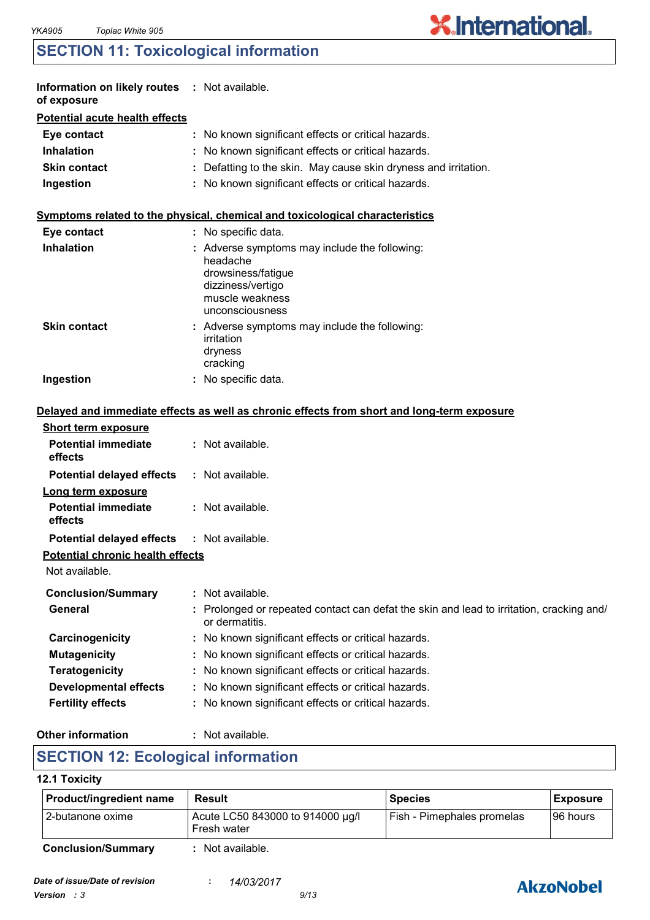## SECTION 11: Toxicological information

**Information on likely routes of exposure** : Not available.

**Potential acute health effects**

| | |
|---|---|
| **Eye contact** | : No known significant effects or critical hazards. |
| **Inhalation** | : No known significant effects or critical hazards. |
| **Skin contact** | : Defatting to the skin. May cause skin dryness and irritation. |
| **Ingestion** | : No known significant effects or critical hazards. |

**Symptoms related to the physical, chemical and toxicological characteristics**

**Eye contact** : No specific data.

**Inhalation** : Adverse symptoms may include the following:
headache
drowsiness/fatigue
dizziness/vertigo
muscle weakness
unconsciousness

**Skin contact** : Adverse symptoms may include the following:
irritation
dryness
cracking

**Ingestion** : No specific data.

**Delayed and immediate effects as well as chronic effects from short and long-term exposure**

**Short term exposure**

**Potential immediate effects** : Not available.

**Potential delayed effects** : Not available.

**Long term exposure**

**Potential immediate effects** : Not available.

**Potential delayed effects** : Not available.

**Potential chronic health effects**

Not available.

| | |
|---|---|
| **Conclusion/Summary** | : Not available. |
| **General** | : Prolonged or repeated contact can defat the skin and lead to irritation, cracking and/or dermatitis. |
| **Carcinogenicity** | : No known significant effects or critical hazards. |
| **Mutagenicity** | : No known significant effects or critical hazards. |
| **Teratogenicity** | : No known significant effects or critical hazards. |
| **Developmental effects** | : No known significant effects or critical hazards. |
| **Fertility effects** | : No known significant effects or critical hazards. |

**Other information** : Not available.

## SECTION 12: Ecological information

### 12.1 Toxicity

| Product/ingredient name | Result | Species | Exposure |
|---|---|---|---|
| 2-butanone oxime | Acute LC50 843000 to 914000 µg/l Fresh water | Fish - Pimephales promelas | 96 hours |

**Conclusion/Summary** : Not available.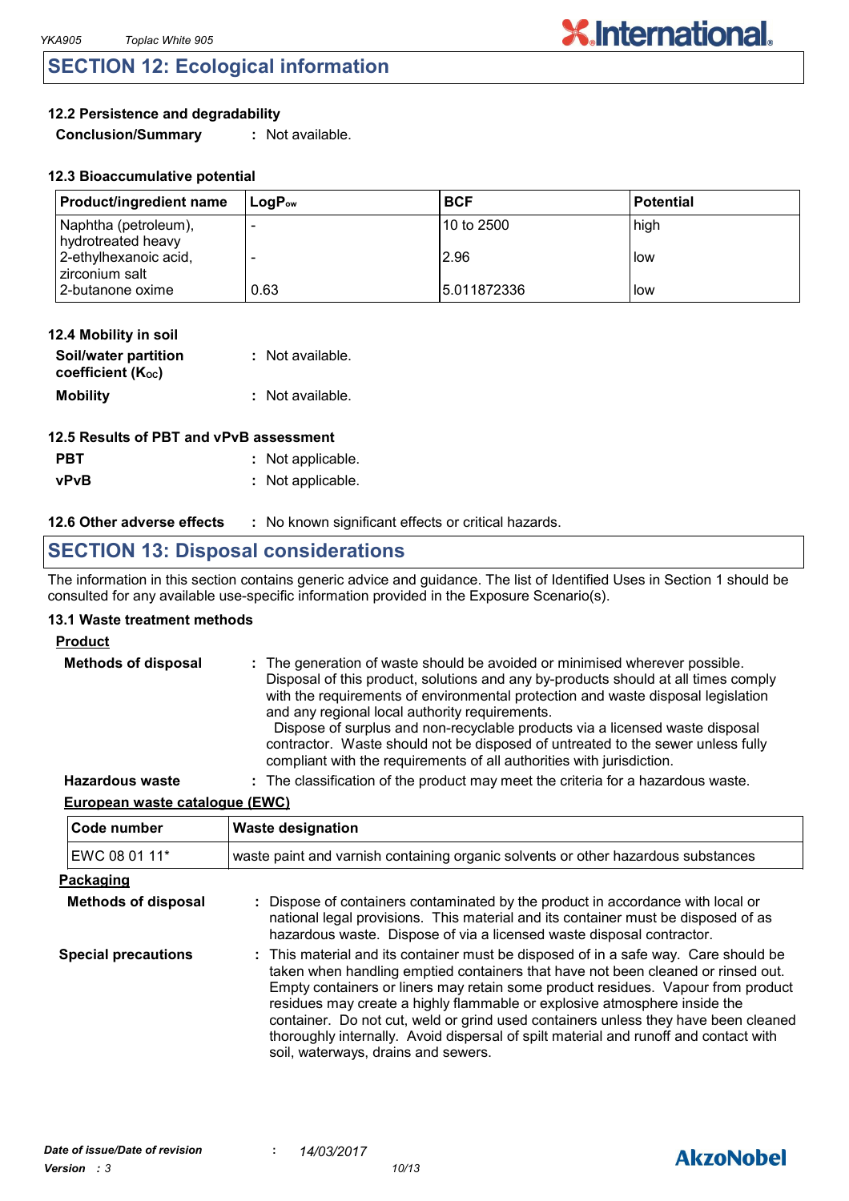## SECTION 12: Ecological information

### 12.2 Persistence and degradability

**Conclusion/Summary** : Not available.

### 12.3 Bioaccumulative potential

| Product/ingredient name | $LogP_{ow}$ | BCF | Potential |
|---|---|---|---|
| Naphtha (petroleum), hydrotreated heavy | - | 10 to 2500 | high |
| 2-ethylhexanoic acid, zirconium salt | - | 2.96 | low |
| 2-butanone oxime | 0.63 | 5.011872336 | low |

### 12.4 Mobility in soil

**Soil/water partition coefficient ($K_{OC}$)** : Not available.

**Mobility** : Not available.

### 12.5 Results of PBT and vPvB assessment

**PBT** : Not applicable.

**vPvB** : Not applicable.

**12.6 Other adverse effects** : No known significant effects or critical hazards.

## SECTION 13: Disposal considerations

The information in this section contains generic advice and guidance. The list of Identified Uses in Section 1 should be consulted for any available use-specific information provided in the Exposure Scenario(s).

### 13.1 Waste treatment methods

**Product**

**Methods of disposal** : The generation of waste should be avoided or minimised wherever possible. Disposal of this product, solutions and any by-products should at all times comply with the requirements of environmental protection and waste disposal legislation and any regional local authority requirements.
Dispose of surplus and non-recyclable products via a licensed waste disposal contractor. Waste should not be disposed of untreated to the sewer unless fully compliant with the requirements of all authorities with jurisdiction.

**Hazardous waste** : The classification of the product may meet the criteria for a hazardous waste.

**European waste catalogue (EWC)**

| Code number | Waste designation |
|---|---|
| EWC 08 01 11* | waste paint and varnish containing organic solvents or other hazardous substances |

**Packaging**

**Methods of disposal** : Dispose of containers contaminated by the product in accordance with local or national legal provisions. This material and its container must be disposed of as hazardous waste. Dispose of via a licensed waste disposal contractor.

**Special precautions** : This material and its container must be disposed of in a safe way. Care should be taken when handling emptied containers that have not been cleaned or rinsed out. Empty containers or liners may retain some product residues. Vapour from product residues may create a highly flammable or explosive atmosphere inside the container. Do not cut, weld or grind used containers unless they have been cleaned thoroughly internally. Avoid dispersal of spilt material and runoff and contact with soil, waterways, drains and sewers.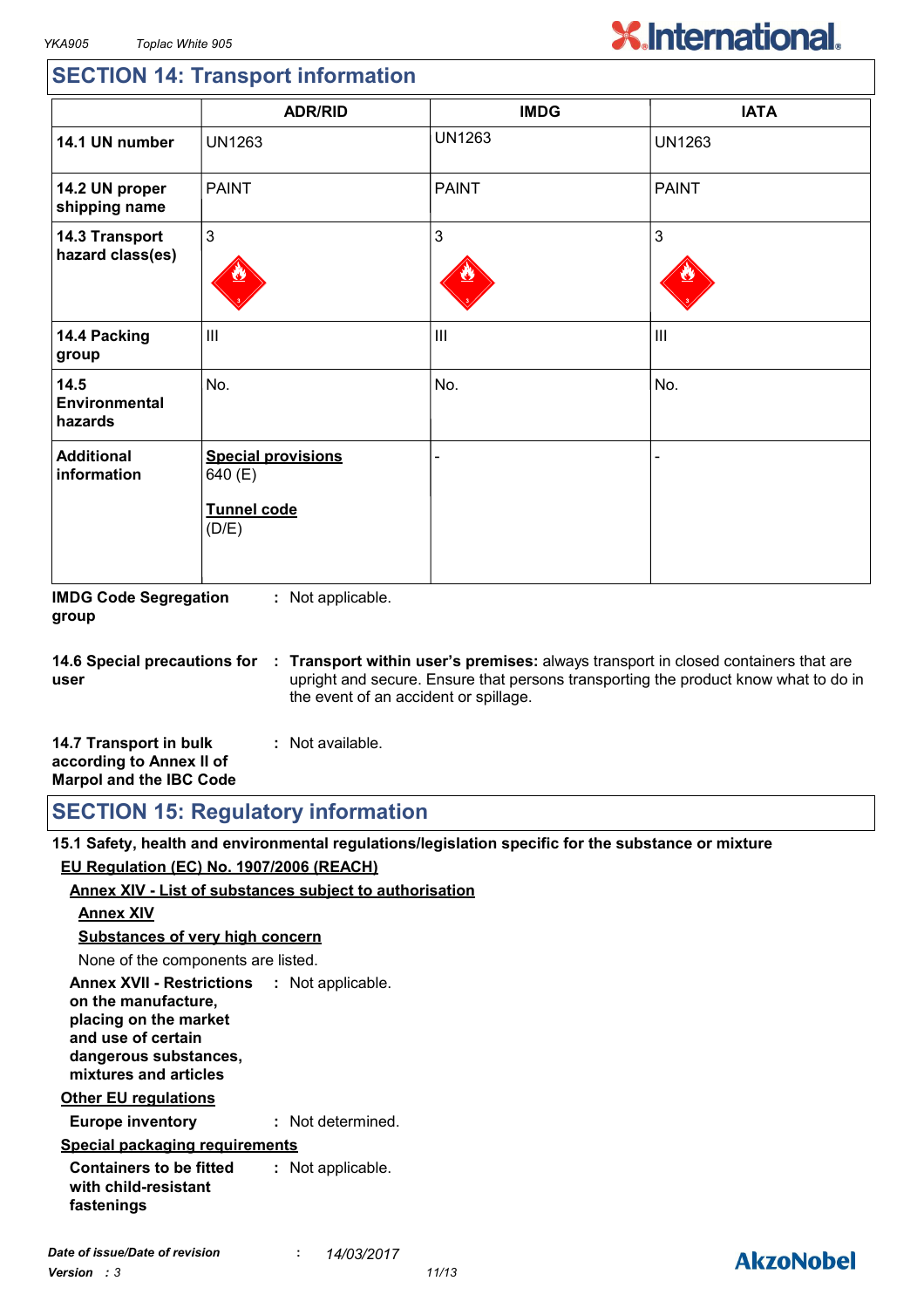## SECTION 14: Transport information

| | ADR/RID | IMDG | IATA |
|---|---|---|---|
| **14.1 UN number** | UN1263 | UN1263 | UN1263 |
| **14.2 UN proper shipping name** | PAINT | PAINT | PAINT |
| **14.3 Transport hazard class(es)** | 3 | 3 | 3 |
| **14.4 Packing group** | III | III | III |
| **14.5 Environmental hazards** | No. | No. | No. |
| **Additional information** | **Special provisions** 640 (E) **Tunnel code** (D/E) | - | - |

**IMDG Code Segregation group** : Not applicable.

**14.6 Special precautions for user** : **Transport within user's premises:** always transport in closed containers that are upright and secure. Ensure that persons transporting the product know what to do in the event of an accident or spillage.

**14.7 Transport in bulk according to Annex II of Marpol and the IBC Code** : Not available.

## SECTION 15: Regulatory information

**15.1 Safety, health and environmental regulations/legislation specific for the substance or mixture**

**EU Regulation (EC) No. 1907/2006 (REACH)**

**Annex XIV - List of substances subject to authorisation**

**Annex XIV**

**Substances of very high concern**

None of the components are listed.

**Annex XVII - Restrictions on the manufacture, placing on the market and use of certain dangerous substances, mixtures and articles** : Not applicable.

**Other EU regulations**

**Europe inventory** : Not determined.

**Special packaging requirements**

**Containers to be fitted with child-resistant fastenings** : Not applicable.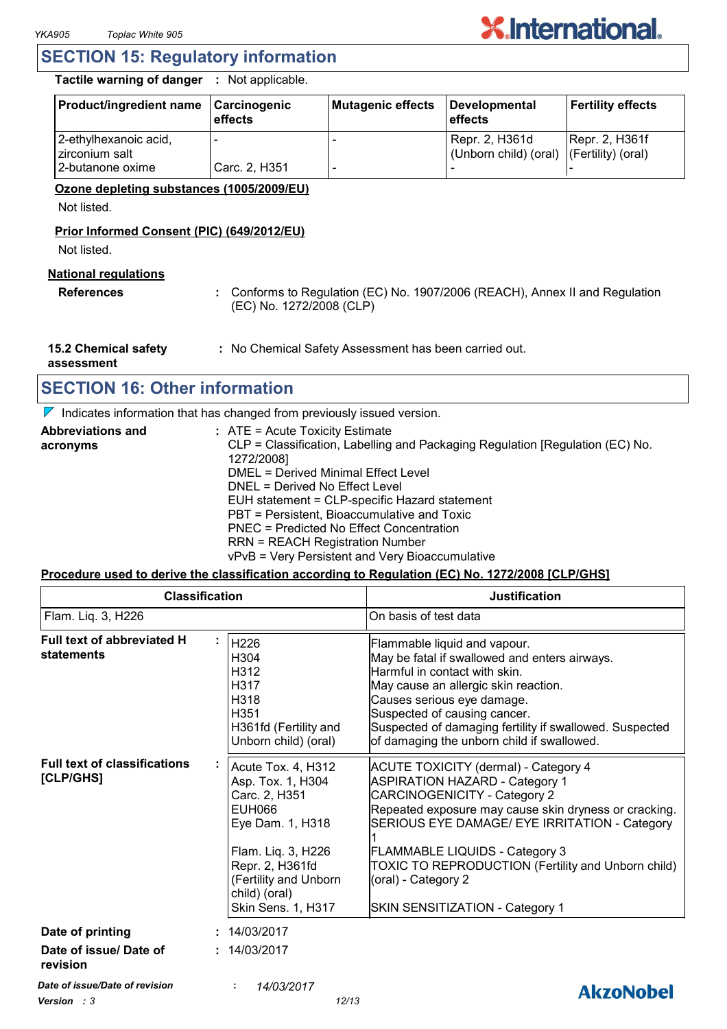## SECTION 15: Regulatory information

**Tactile warning of danger** : Not applicable.

| Product/ingredient name | Carcinogenic effects | Mutagenic effects | Developmental effects | Fertility effects |
|---|---|---|---|---|
| 2-ethylhexanoic acid, zirconium salt | - | - | Repr. 2, H361d (Unborn child) (oral) | Repr. 2, H361f (Fertility) (oral) |
| 2-butanone oxime | Carc. 2, H351 | - | - | - |

**Ozone depleting substances (1005/2009/EU)**

Not listed.

**Prior Informed Consent (PIC) (649/2012/EU)**

Not listed.

**National regulations**

**References** : Conforms to Regulation (EC) No. 1907/2006 (REACH), Annex II and Regulation (EC) No. 1272/2008 (CLP)

**15.2 Chemical safety assessment** : No Chemical Safety Assessment has been carried out.

## SECTION 16: Other information

Indicates information that has changed from previously issued version.

**Abbreviations and acronyms** :
ATE = Acute Toxicity Estimate
CLP = Classification, Labelling and Packaging Regulation [Regulation (EC) No. 1272/2008]
DMEL = Derived Minimal Effect Level
DNEL = Derived No Effect Level
EUH statement = CLP-specific Hazard statement
PBT = Persistent, Bioaccumulative and Toxic
PNEC = Predicted No Effect Concentration
RRN = REACH Registration Number
vPvB = Very Persistent and Very Bioaccumulative

**Procedure used to derive the classification according to Regulation (EC) No. 1272/2008 [CLP/GHS]**

| Classification | Justification |
|---|---|
| Flam. Liq. 3, H226 | On basis of test data |

**Full text of abbreviated H statements** :

| | |
|---|---|
| H226 | Flammable liquid and vapour. |
| H304 | May be fatal if swallowed and enters airways. |
| H312 | Harmful in contact with skin. |
| H317 | May cause an allergic skin reaction. |
| H318 | Causes serious eye damage. |
| H351 | Suspected of causing cancer. |
| H361fd (Fertility and Unborn child) (oral) | Suspected of damaging fertility if swallowed. Suspected of damaging the unborn child if swallowed. |

**Full text of classifications [CLP/GHS]** :

| | |
|---|---|
| Acute Tox. 4, H312 | ACUTE TOXICITY (dermal) - Category 4 |
| Asp. Tox. 1, H304 | ASPIRATION HAZARD - Category 1 |
| Carc. 2, H351 | CARCINOGENICITY - Category 2 |
| EUH066 | Repeated exposure may cause skin dryness or cracking. |
| Eye Dam. 1, H318 | SERIOUS EYE DAMAGE/ EYE IRRITATION - Category 1 |
| Flam. Liq. 3, H226 | FLAMMABLE LIQUIDS - Category 3 |
| Repr. 2, H361fd (Fertility and Unborn child) (oral) | TOXIC TO REPRODUCTION (Fertility and Unborn child) (oral) - Category 2 |
| Skin Sens. 1, H317 | SKIN SENSITIZATION - Category 1 |

**Date of printing** : 14/03/2017

**Date of issue/ Date of revision** : 14/03/2017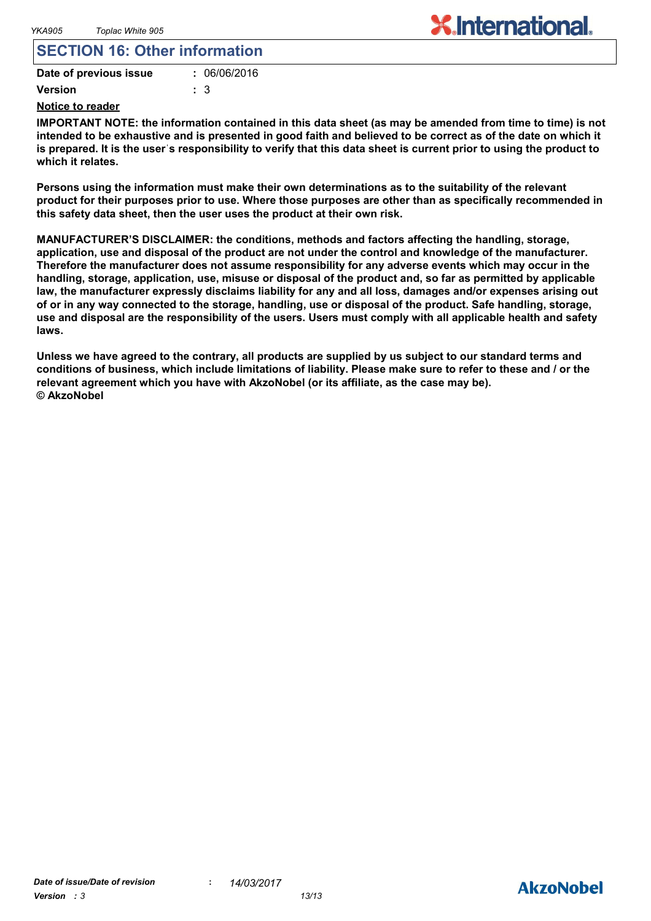## SECTION 16: Other information

| | | |
|---|---|---|
| **Date of previous issue** | : | 06/06/2016 |
| **Version** | : | 3 |

**Notice to reader**

**IMPORTANT NOTE: the information contained in this data sheet (as may be amended from time to time) is not intended to be exhaustive and is presented in good faith and believed to be correct as of the date on which it is prepared. It is the user's responsibility to verify that this data sheet is current prior to using the product to which it relates.**

**Persons using the information must make their own determinations as to the suitability of the relevant product for their purposes prior to use. Where those purposes are other than as specifically recommended in this safety data sheet, then the user uses the product at their own risk.**

**MANUFACTURER'S DISCLAIMER: the conditions, methods and factors affecting the handling, storage, application, use and disposal of the product are not under the control and knowledge of the manufacturer. Therefore the manufacturer does not assume responsibility for any adverse events which may occur in the handling, storage, application, use, misuse or disposal of the product and, so far as permitted by applicable law, the manufacturer expressly disclaims liability for any and all loss, damages and/or expenses arising out of or in any way connected to the storage, handling, use or disposal of the product. Safe handling, storage, use and disposal are the responsibility of the users. Users must comply with all applicable health and safety laws.**

**Unless we have agreed to the contrary, all products are supplied by us subject to our standard terms and conditions of business, which include limitations of liability. Please make sure to refer to these and / or the relevant agreement which you have with AkzoNobel (or its affiliate, as the case may be).**
**© AkzoNobel**